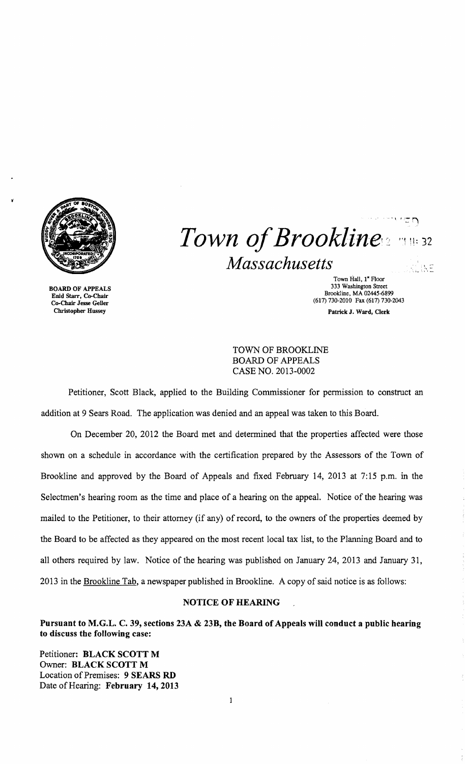# *Town of Brookline*

## *Massachusetts*

**BOARD OF APPEALS**
**Enid Starr, Co-Chair**
**Co-Chair Jesse Geller**
**Christopher Hussey**

Town Hall, 1st Floor
333 Washington Street
Brookline, MA 02445-6899
(617) 730-2010 Fax (617) 730-2043

**Patrick J. Ward, Clerk**

TOWN OF BROOKLINE
BOARD OF APPEALS
CASE NO. 2013-0002

Petitioner, Scott Black, applied to the Building Commissioner for permission to construct an addition at 9 Sears Road. The application was denied and an appeal was taken to this Board.

On December 20, 2012 the Board met and determined that the properties affected were those shown on a schedule in accordance with the certification prepared by the Assessors of the Town of Brookline and approved by the Board of Appeals and fixed February 14, 2013 at 7:15 p.m. in the Selectmen's hearing room as the time and place of a hearing on the appeal. Notice of the hearing was mailed to the Petitioner, to their attorney (if any) of record, to the owners of the properties deemed by the Board to be affected as they appeared on the most recent local tax list, to the Planning Board and to all others required by law. Notice of the hearing was published on January 24, 2013 and January 31, 2013 in the Brookline Tab, a newspaper published in Brookline. A copy of said notice is as follows:

### NOTICE OF HEARING

**Pursuant to M.G.L. C. 39, sections 23A & 23B, the Board of Appeals will conduct a public hearing to discuss the following case:**

Petitioner: **BLACK SCOTT M**
Owner: **BLACK SCOTT M**
Location of Premises: **9 SEARS RD**
Date of Hearing: **February 14, 2013**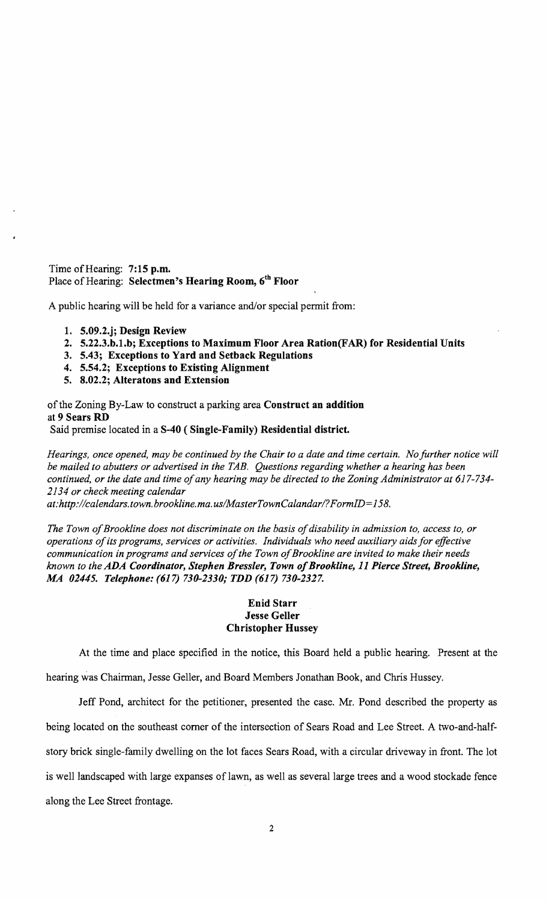Time of Hearing: **7:15 p.m.**
Place of Hearing: **Selectmen's Hearing Room, 6th Floor**

A public hearing will be held for a variance and/or special permit from:

1. **5.09.2.j; Design Review**
2. **5.22.3.b.1.b; Exceptions to Maximum Floor Area Ration(FAR) for Residential Units**
3. **5.43; Exceptions to Yard and Setback Regulations**
4. **5.54.2; Exceptions to Existing Alignment**
5. **8.02.2; Alteratons and Extension**

of the Zoning By-Law to construct a parking area **Construct an addition**
at **9 Sears RD**
Said premise located in a **S-40 ( Single-Family) Residential district.**

*Hearings, once opened, may be continued by the Chair to a date and time certain. No further notice will be mailed to abutters or advertised in the TAB. Questions regarding whether a hearing has been continued, or the date and time of any hearing may be directed to the Zoning Administrator at 617-734-2134 or check meeting calendar at:http://calendars.town.brookline.ma.us/MasterTownCalandar/?FormID=158.*

*The Town of Brookline does not discriminate on the basis of disability in admission to, access to, or operations of its programs, services or activities. Individuals who need auxiliary aids for effective communication in programs and services of the Town of Brookline are invited to make their needs known to the* ***ADA Coordinator, Stephen Bressler, Town of Brookline, 11 Pierce Street, Brookline, MA 02445. Telephone: (617) 730-2330; TDD (617) 730-2327.***

**Enid Starr**
**Jesse Geller**
**Christopher Hussey**

At the time and place specified in the notice, this Board held a public hearing. Present at the hearing was Chairman, Jesse Geller, and Board Members Jonathan Book, and Chris Hussey.

Jeff Pond, architect for the petitioner, presented the case. Mr. Pond described the property as being located on the southeast corner of the intersection of Sears Road and Lee Street. A two-and-half-story brick single-family dwelling on the lot faces Sears Road, with a circular driveway in front. The lot is well landscaped with large expanses of lawn, as well as several large trees and a wood stockade fence along the Lee Street frontage.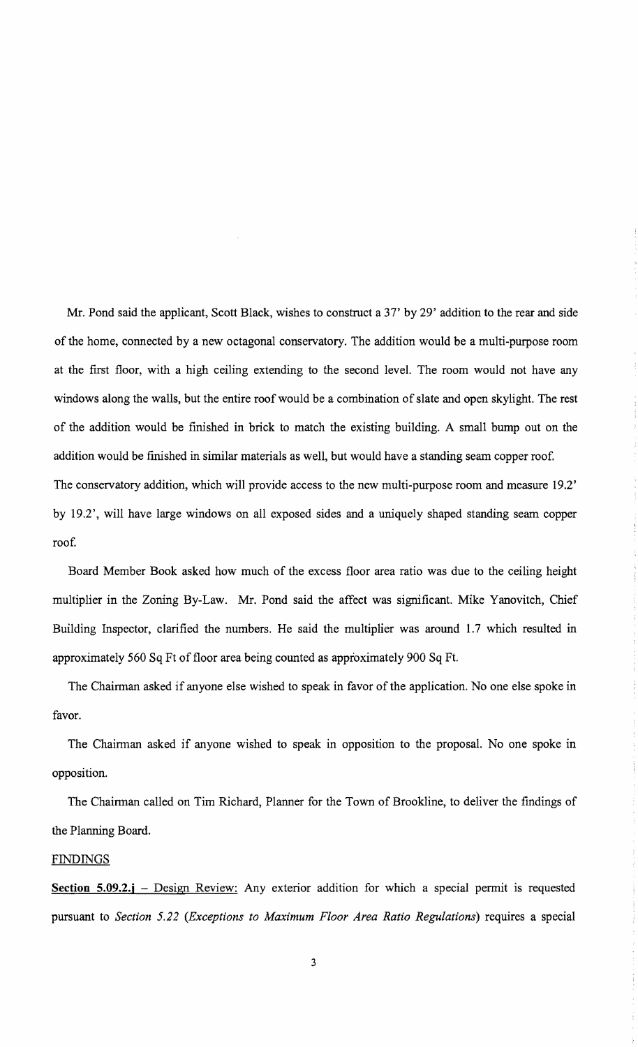Mr. Pond said the applicant, Scott Black, wishes to construct a 37' by 29' addition to the rear and side of the home, connected by a new octagonal conservatory. The addition would be a multi-purpose room at the first floor, with a high ceiling extending to the second level. The room would not have any windows along the walls, but the entire roof would be a combination of slate and open skylight. The rest of the addition would be finished in brick to match the existing building. A small bump out on the addition would be finished in similar materials as well, but would have a standing seam copper roof. The conservatory addition, which will provide access to the new multi-purpose room and measure 19.2' by 19.2', will have large windows on all exposed sides and a uniquely shaped standing seam copper roof.

Board Member Book asked how much of the excess floor area ratio was due to the ceiling height multiplier in the Zoning By-Law. Mr. Pond said the affect was significant. Mike Yanovitch, Chief Building Inspector, clarified the numbers. He said the multiplier was around 1.7 which resulted in approximately 560 Sq Ft of floor area being counted as approximately 900 Sq Ft.

The Chairman asked if anyone else wished to speak in favor of the application. No one else spoke in favor.

The Chairman asked if anyone wished to speak in opposition to the proposal. No one spoke in opposition.

The Chairman called on Tim Richard, Planner for the Town of Brookline, to deliver the findings of the Planning Board.

FINDINGS

**Section 5.09.2.j** – Design Review: Any exterior addition for which a special permit is requested pursuant to *Section 5.22 (Exceptions to Maximum Floor Area Ratio Regulations)* requires a special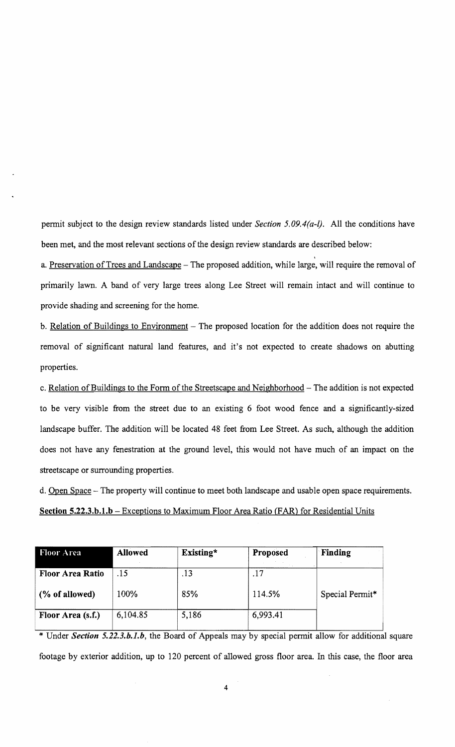permit subject to the design review standards listed under *Section 5.09.4(a-l)*. All the conditions have been met, and the most relevant sections of the design review standards are described below:

a. Preservation of Trees and Landscape – The proposed addition, while large, will require the removal of primarily lawn. A band of very large trees along Lee Street will remain intact and will continue to provide shading and screening for the home.

b. Relation of Buildings to Environment – The proposed location for the addition does not require the removal of significant natural land features, and it's not expected to create shadows on abutting properties.

c. Relation of Buildings to the Form of the Streetscape and Neighborhood – The addition is not expected to be very visible from the street due to an existing 6 foot wood fence and a significantly-sized landscape buffer. The addition will be located 48 feet from Lee Street. As such, although the addition does not have any fenestration at the ground level, this would not have much of an impact on the streetscape or surrounding properties.

d. Open Space – The property will continue to meet both landscape and usable open space requirements.

**Section 5.22.3.b.1.b** – Exceptions to Maximum Floor Area Ratio (FAR) for Residential Units

| Floor Area | Allowed | Existing* | Proposed | Finding |
|---|---|---|---|---|
| **Floor Area Ratio** | .15 | .13 | .17 | |
| **(% of allowed)** | 100% | 85% | 114.5% | Special Permit* |
| **Floor Area (s.f.)** | 6,104.85 | 5,186 | 6,993.41 | |

\* Under *Section 5.22.3.b.1.b*, the Board of Appeals may by special permit allow for additional square footage by exterior addition, up to 120 percent of allowed gross floor area. In this case, the floor area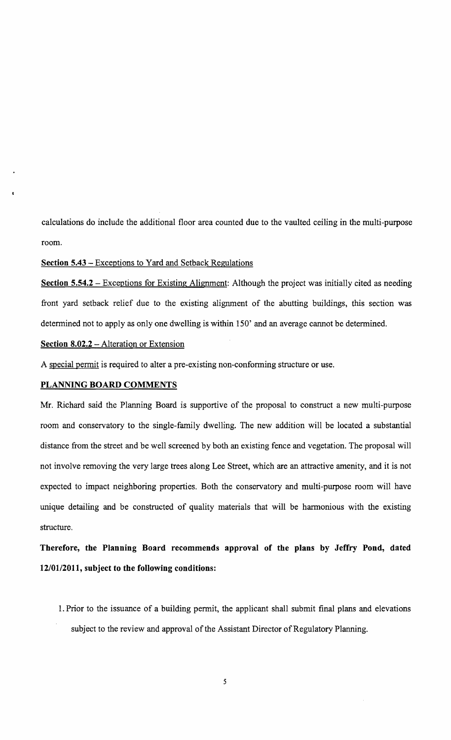calculations do include the additional floor area counted due to the vaulted ceiling in the multi-purpose room.

**Section 5.43** – Exceptions to Yard and Setback Regulations

**Section 5.54.2** – Exceptions for Existing Alignment: Although the project was initially cited as needing front yard setback relief due to the existing alignment of the abutting buildings, this section was determined not to apply as only one dwelling is within 150' and an average cannot be determined.

**Section 8.02.2** – Alteration or Extension

A special permit is required to alter a pre-existing non-conforming structure or use.

**PLANNING BOARD COMMENTS**

Mr. Richard said the Planning Board is supportive of the proposal to construct a new multi-purpose room and conservatory to the single-family dwelling. The new addition will be located a substantial distance from the street and be well screened by both an existing fence and vegetation. The proposal will not involve removing the very large trees along Lee Street, which are an attractive amenity, and it is not expected to impact neighboring properties. Both the conservatory and multi-purpose room will have unique detailing and be constructed of quality materials that will be harmonious with the existing structure.

**Therefore, the Planning Board recommends approval of the plans by Jeffry Pond, dated 12/01/2011, subject to the following conditions:**

1. Prior to the issuance of a building permit, the applicant shall submit final plans and elevations subject to the review and approval of the Assistant Director of Regulatory Planning.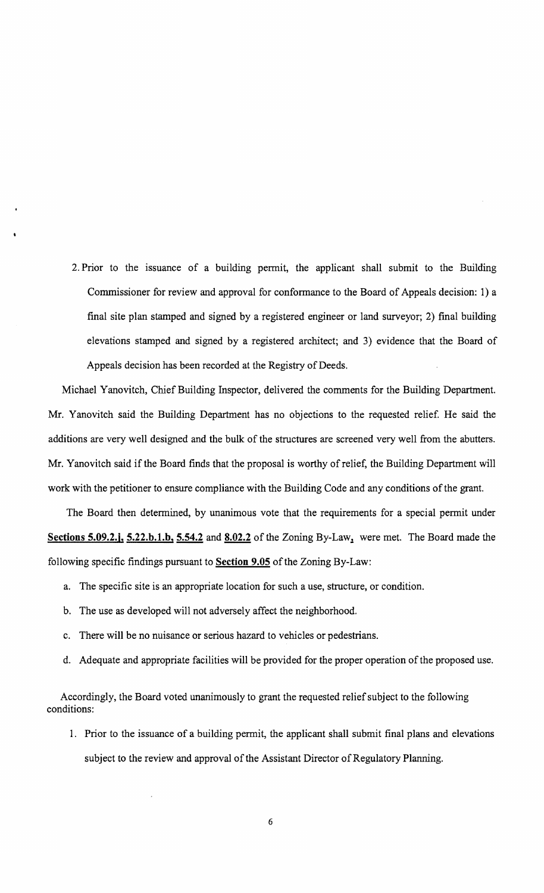2. Prior to the issuance of a building permit, the applicant shall submit to the Building Commissioner for review and approval for conformance to the Board of Appeals decision: 1) a final site plan stamped and signed by a registered engineer or land surveyor; 2) final building elevations stamped and signed by a registered architect; and 3) evidence that the Board of Appeals decision has been recorded at the Registry of Deeds.

Michael Yanovitch, Chief Building Inspector, delivered the comments for the Building Department. Mr. Yanovitch said the Building Department has no objections to the requested relief. He said the additions are very well designed and the bulk of the structures are screened very well from the abutters. Mr. Yanovitch said if the Board finds that the proposal is worthy of relief, the Building Department will work with the petitioner to ensure compliance with the Building Code and any conditions of the grant.

The Board then determined, by unanimous vote that the requirements for a special permit under **Sections 5.09.2.j, 5.22.b.1.b, 5.54.2** and **8.02.2** of the Zoning By-Law, were met. The Board made the following specific findings pursuant to **Section 9.05** of the Zoning By-Law:

a. The specific site is an appropriate location for such a use, structure, or condition.

b. The use as developed will not adversely affect the neighborhood.

c. There will be no nuisance or serious hazard to vehicles or pedestrians.

d. Adequate and appropriate facilities will be provided for the proper operation of the proposed use.

Accordingly, the Board voted unanimously to grant the requested relief subject to the following conditions:

1. Prior to the issuance of a building permit, the applicant shall submit final plans and elevations subject to the review and approval of the Assistant Director of Regulatory Planning.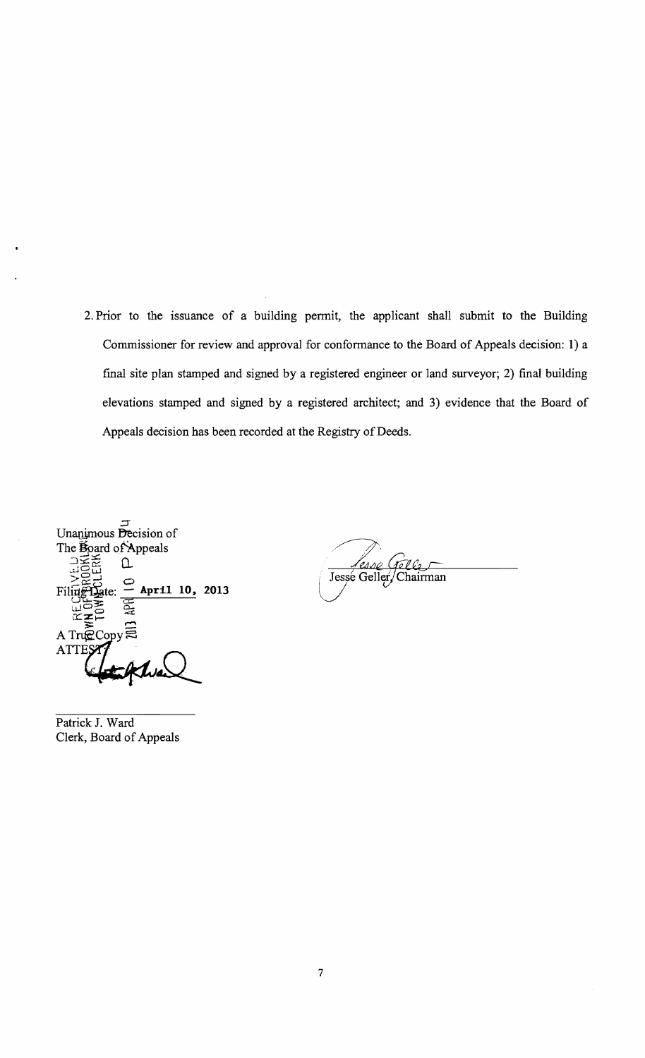2. Prior to the issuance of a building permit, the applicant shall submit to the Building Commissioner for review and approval for conformance to the Board of Appeals decision: 1) a final site plan stamped and signed by a registered engineer or land surveyor; 2) final building elevations stamped and signed by a registered architect; and 3) evidence that the Board of Appeals decision has been recorded at the Registry of Deeds.

Unanimous Decision of
The Board of Appeals

Filing Date: April 10, 2013

A True Copy
ATTEST:

Patrick J. Ward
Clerk, Board of Appeals

Jesse Geller, Chairman